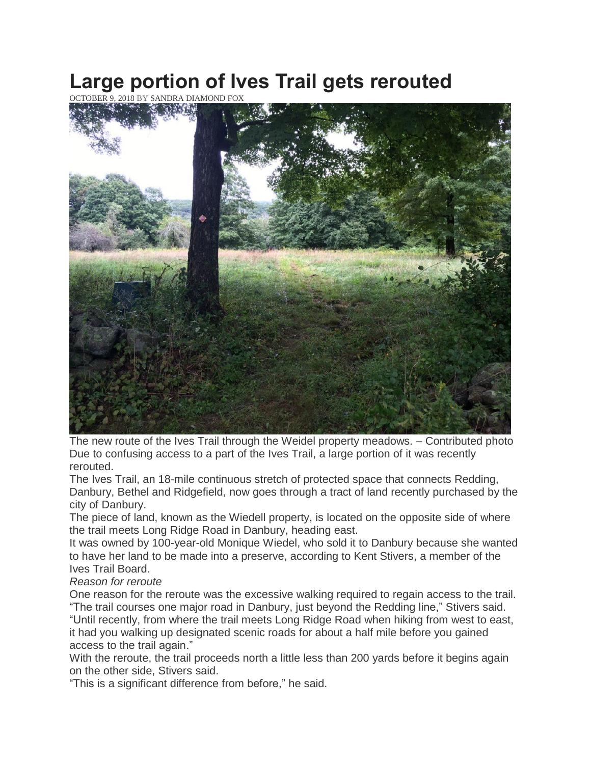# Large portion of Ives Trail gets rerouted

OCTOBER 9, 2018 BY SANDRA DIAMOND FOX

The new route of the Ives Trail through the Weidel property meadows. – Contributed photo

Due to confusing access to a part of the Ives Trail, a large portion of it was recently rerouted.

The Ives Trail, an 18-mile continuous stretch of protected space that connects Redding, Danbury, Bethel and Ridgefield, now goes through a tract of land recently purchased by the city of Danbury.

The piece of land, known as the Wiedell property, is located on the opposite side of where the trail meets Long Ridge Road in Danbury, heading east.

It was owned by 100-year-old Monique Wiedel, who sold it to Danbury because she wanted to have her land to be made into a preserve, according to Kent Stivers, a member of the Ives Trail Board.

*Reason for reroute*

One reason for the reroute was the excessive walking required to regain access to the trail.

"The trail courses one major road in Danbury, just beyond the Redding line," Stivers said. "Until recently, from where the trail meets Long Ridge Road when hiking from west to east, it had you walking up designated scenic roads for about a half mile before you gained access to the trail again."

With the reroute, the trail proceeds north a little less than 200 yards before it begins again on the other side, Stivers said.

"This is a significant difference from before," he said.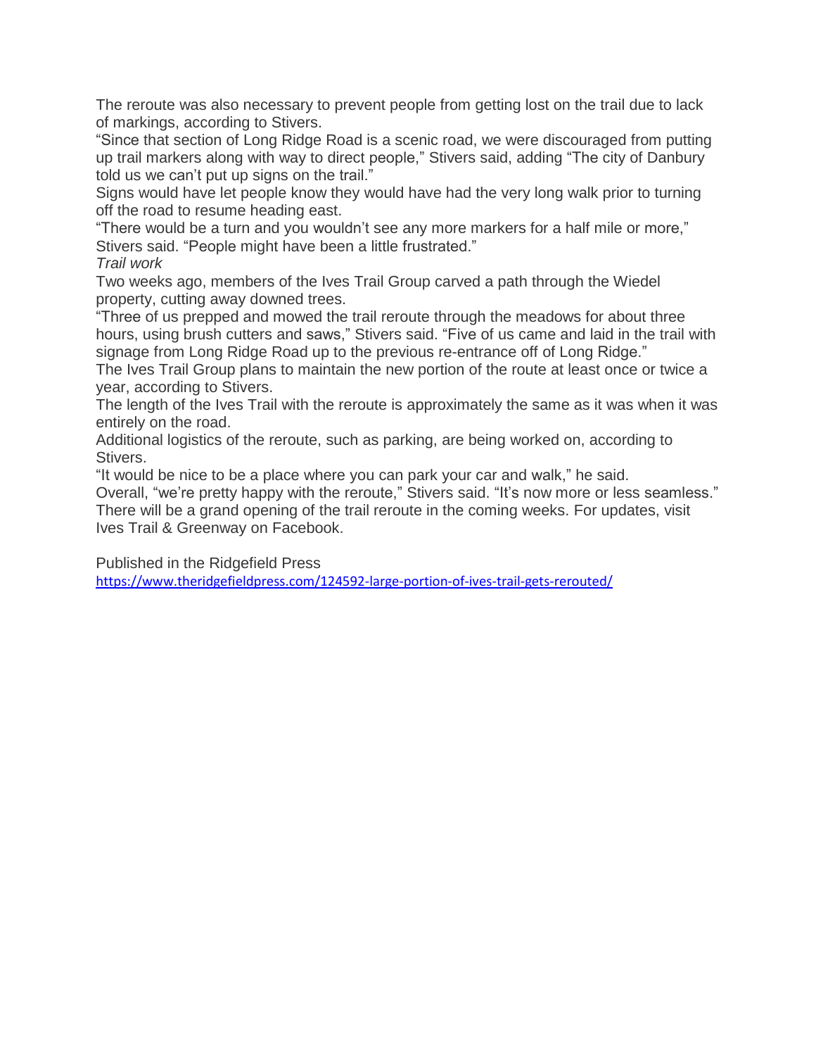The reroute was also necessary to prevent people from getting lost on the trail due to lack of markings, according to Stivers.

"Since that section of Long Ridge Road is a scenic road, we were discouraged from putting up trail markers along with way to direct people," Stivers said, adding "The city of Danbury told us we can't put up signs on the trail."

Signs would have let people know they would have had the very long walk prior to turning off the road to resume heading east.

"There would be a turn and you wouldn't see any more markers for a half mile or more," Stivers said. "People might have been a little frustrated."

*Trail work*

Two weeks ago, members of the Ives Trail Group carved a path through the Wiedel property, cutting away downed trees.

"Three of us prepped and mowed the trail reroute through the meadows for about three hours, using brush cutters and saws," Stivers said. "Five of us came and laid in the trail with signage from Long Ridge Road up to the previous re-entrance off of Long Ridge."

The Ives Trail Group plans to maintain the new portion of the route at least once or twice a year, according to Stivers.

The length of the Ives Trail with the reroute is approximately the same as it was when it was entirely on the road.

Additional logistics of the reroute, such as parking, are being worked on, according to Stivers.

"It would be nice to be a place where you can park your car and walk," he said.

Overall, "we're pretty happy with the reroute," Stivers said. "It's now more or less seamless."

There will be a grand opening of the trail reroute in the coming weeks. For updates, visit Ives Trail & Greenway on Facebook.

Published in the Ridgefield Press

https://www.theridgefieldpress.com/124592-large-portion-of-ives-trail-gets-rerouted/